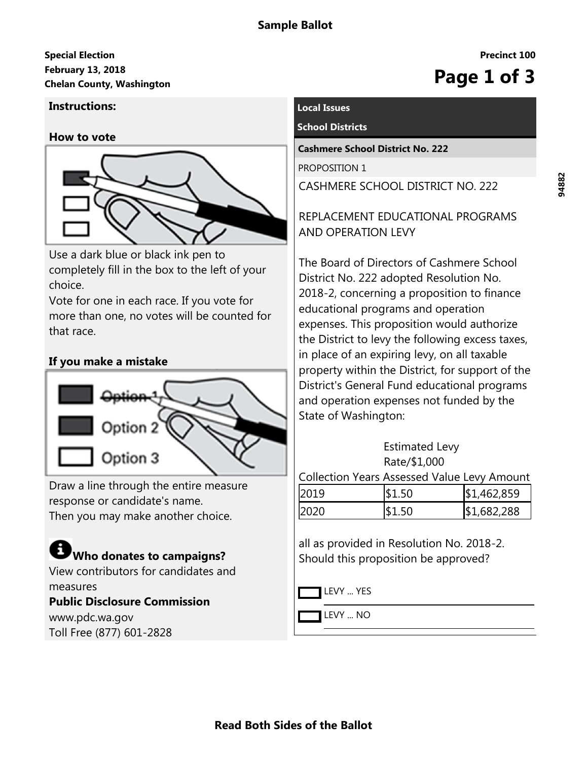# Sample Ballot

**Special Election**
**February 13, 2018**
**Chelan County, Washington**

**Precinct 100**

94882

## Instructions:

### How to vote

Use a dark blue or black ink pen to completely fill in the box to the left of your choice.
Vote for one in each race. If you vote for more than one, no votes will be counted for that race.

### If you make a mistake

Draw a line through the entire measure response or candidate's name.
Then you may make another choice.

### Who donates to campaigns?

View contributors for candidates and measures
**Public Disclosure Commission**
www.pdc.wa.gov
Toll Free (877) 601-2828

## Local Issues

## School Districts

### Cashmere School District No. 222

PROPOSITION 1

CASHMERE SCHOOL DISTRICT NO. 222

REPLACEMENT EDUCATIONAL PROGRAMS AND OPERATION LEVY

The Board of Directors of Cashmere School District No. 222 adopted Resolution No. 2018-2, concerning a proposition to finance educational programs and operation expenses. This proposition would authorize the District to levy the following excess taxes, in place of an expiring levy, on all taxable property within the District, for support of the District's General Fund educational programs and operation expenses not funded by the State of Washington:

| Collection Years | Estimated Levy Rate/$1,000 Assessed Value | Levy Amount |
|---|---|---|
| 2019 | $1.50 | $1,462,859 |
| 2020 | $1.50 | $1,682,288 |

all as provided in Resolution No. 2018-2. Should this proposition be approved?

☐ LEVY ... YES

☐ LEVY ... NO

**Read Both Sides of the Ballot**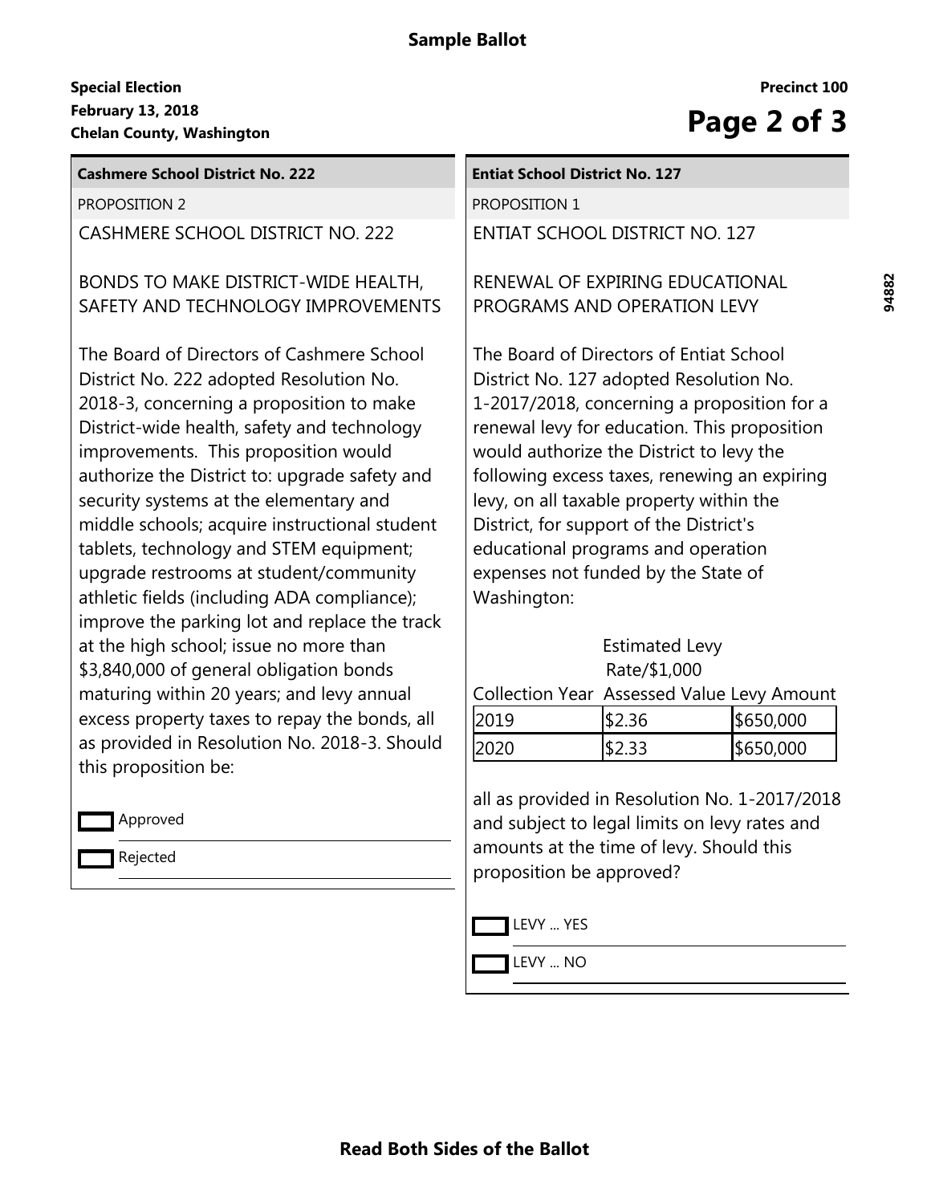**Sample Ballot**

**Special Election**
**February 13, 2018**
**Chelan County, Washington**

**Precinct 100**

## Cashmere School District No. 222

PROPOSITION 2

CASHMERE SCHOOL DISTRICT NO. 222

BONDS TO MAKE DISTRICT-WIDE HEALTH, SAFETY AND TECHNOLOGY IMPROVEMENTS

The Board of Directors of Cashmere School District No. 222 adopted Resolution No. 2018-3, concerning a proposition to make District-wide health, safety and technology improvements. This proposition would authorize the District to: upgrade safety and security systems at the elementary and middle schools; acquire instructional student tablets, technology and STEM equipment; upgrade restrooms at student/community athletic fields (including ADA compliance); improve the parking lot and replace the track at the high school; issue no more than $3,840,000 of general obligation bonds maturing within 20 years; and levy annual excess property taxes to repay the bonds, all as provided in Resolution No. 2018-3. Should this proposition be:

- [ ] Approved
- [ ] Rejected

## Entiat School District No. 127

PROPOSITION 1

ENTIAT SCHOOL DISTRICT NO. 127

RENEWAL OF EXPIRING EDUCATIONAL PROGRAMS AND OPERATION LEVY

The Board of Directors of Entiat School District No. 127 adopted Resolution No. 1-2017/2018, concerning a proposition for a renewal levy for education. This proposition would authorize the District to levy the following excess taxes, renewing an expiring levy, on all taxable property within the District, for support of the District's educational programs and operation expenses not funded by the State of Washington:

| Collection Year | Estimated Levy Rate/$1,000 Assessed Value | Levy Amount |
|---|---|---|
| 2019 | $2.36 | $650,000 |
| 2020 | $2.33 | $650,000 |

all as provided in Resolution No. 1-2017/2018 and subject to legal limits on levy rates and amounts at the time of levy. Should this proposition be approved?

- [ ] LEVY ... YES
- [ ] LEVY ... NO

**Read Both Sides of the Ballot**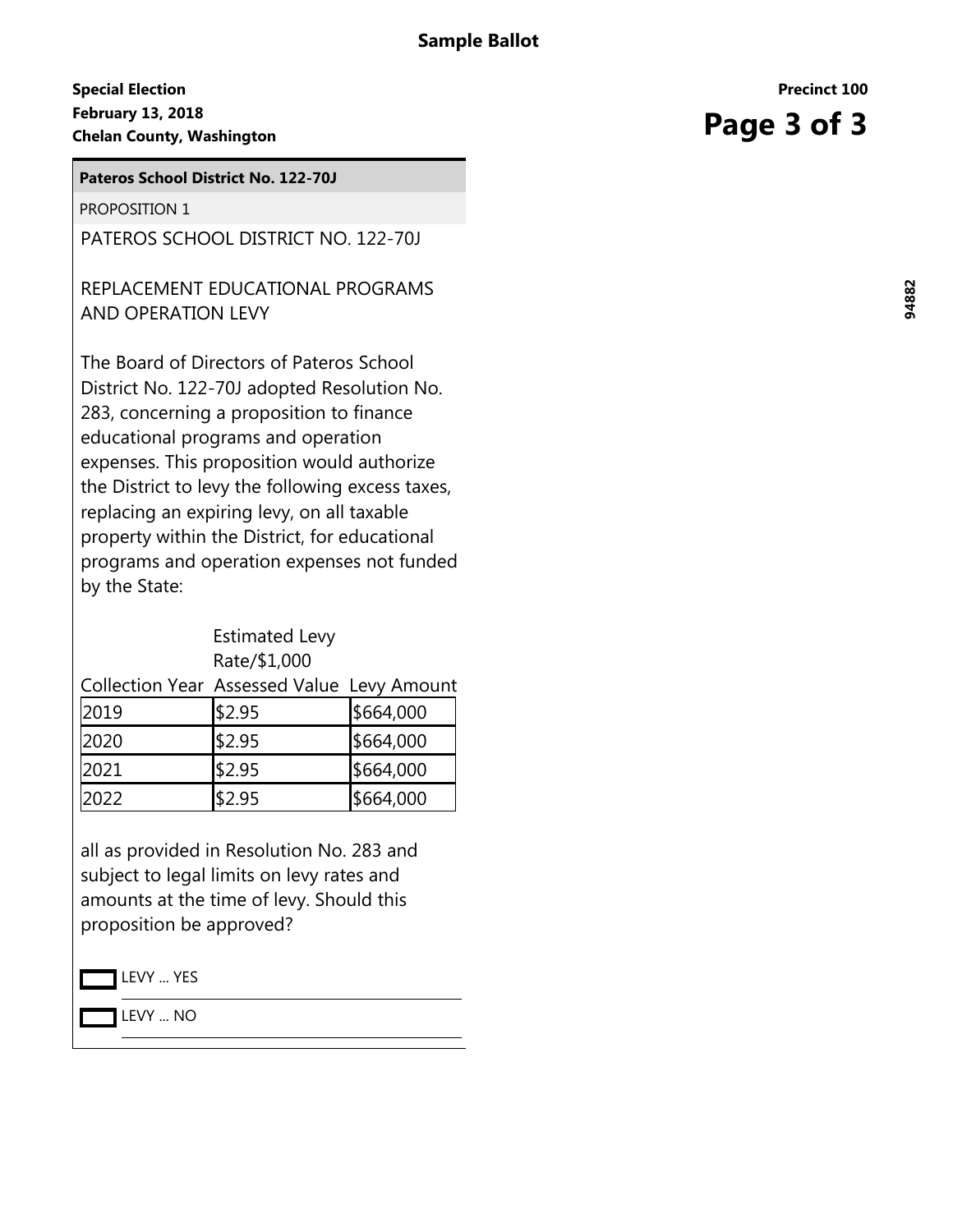# Sample Ballot

**Special Election**
**February 13, 2018**
**Chelan County, Washington**

**Precinct 100**

## Pateros School District No. 122-70J

PROPOSITION 1

PATEROS SCHOOL DISTRICT NO. 122-70J

REPLACEMENT EDUCATIONAL PROGRAMS AND OPERATION LEVY

The Board of Directors of Pateros School District No. 122-70J adopted Resolution No. 283, concerning a proposition to finance educational programs and operation expenses. This proposition would authorize the District to levy the following excess taxes, replacing an expiring levy, on all taxable property within the District, for educational programs and operation expenses not funded by the State:

| Collection Year | Estimated Levy Rate/$1,000 Assessed Value | Levy Amount |
|---|---|---|
| 2019 | $2.95 | $664,000 |
| 2020 | $2.95 | $664,000 |
| 2021 | $2.95 | $664,000 |
| 2022 | $2.95 | $664,000 |

all as provided in Resolution No. 283 and subject to legal limits on levy rates and amounts at the time of levy. Should this proposition be approved?

- [ ] LEVY ... YES
- [ ] LEVY ... NO

94882